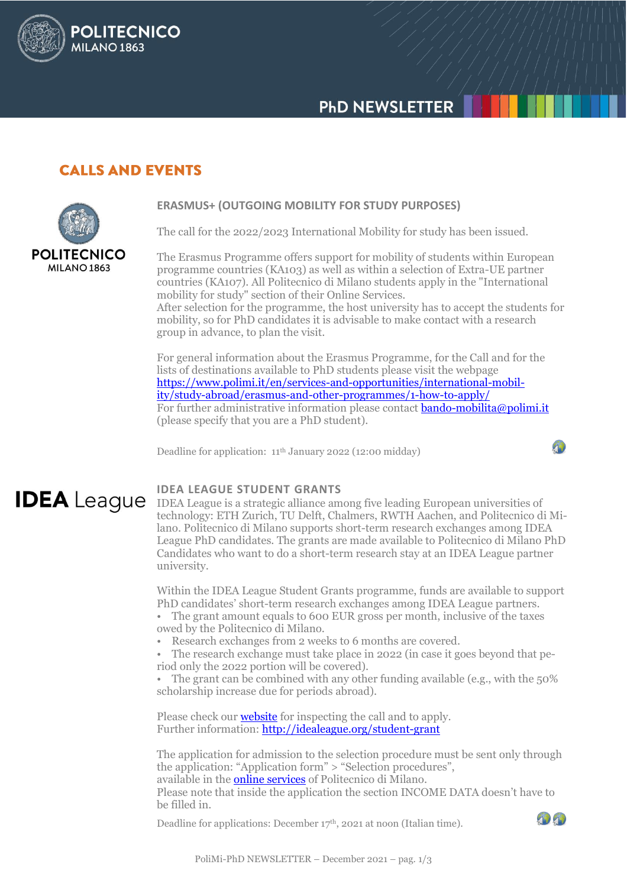# PhD NEWSLETTER

## CALLS AND EVENTS

### ERASMUS+ (OUTGOING MOBILITY FOR STUDY PURPOSES)

The call for the 2022/2023 International Mobility for study has been issued.

The Erasmus Programme offers support for mobility of students within European programme countries (KA103) as well as within a selection of Extra-UE partner countries (KA107). All Politecnico di Milano students apply in the "International mobility for study" section of their Online Services.
After selection for the programme, the host university has to accept the students for mobility, so for PhD candidates it is advisable to make contact with a research group in advance, to plan the visit.

For general information about the Erasmus Programme, for the Call and for the lists of destinations available to PhD students please visit the webpage https://www.polimi.it/en/services-and-opportunities/international-mobility/study-abroad/erasmus-and-other-programmes/1-how-to-apply/
For further administrative information please contact bando-mobilita@polimi.it (please specify that you are a PhD student).

Deadline for application: 11th January 2022 (12:00 midday)

### IDEA LEAGUE STUDENT GRANTS

IDEA League is a strategic alliance among five leading European universities of technology: ETH Zurich, TU Delft, Chalmers, RWTH Aachen, and Politecnico di Milano. Politecnico di Milano supports short-term research exchanges among IDEA League PhD candidates. The grants are made available to Politecnico di Milano PhD Candidates who want to do a short-term research stay at an IDEA League partner university.

Within the IDEA League Student Grants programme, funds are available to support PhD candidates' short-term research exchanges among IDEA League partners.

- The grant amount equals to 600 EUR gross per month, inclusive of the taxes owed by the Politecnico di Milano.
- Research exchanges from 2 weeks to 6 months are covered.
- The research exchange must take place in 2022 (in case it goes beyond that period only the 2022 portion will be covered).
- The grant can be combined with any other funding available (e.g., with the 50% scholarship increase due for periods abroad).

Please check our website for inspecting the call and to apply.
Further information: http://idealeague.org/student-grant

The application for admission to the selection procedure must be sent only through the application: "Application form" > "Selection procedures", available in the online services of Politecnico di Milano.
Please note that inside the application the section INCOME DATA doesn't have to be filled in.

Deadline for applications: December 17th, 2021 at noon (Italian time).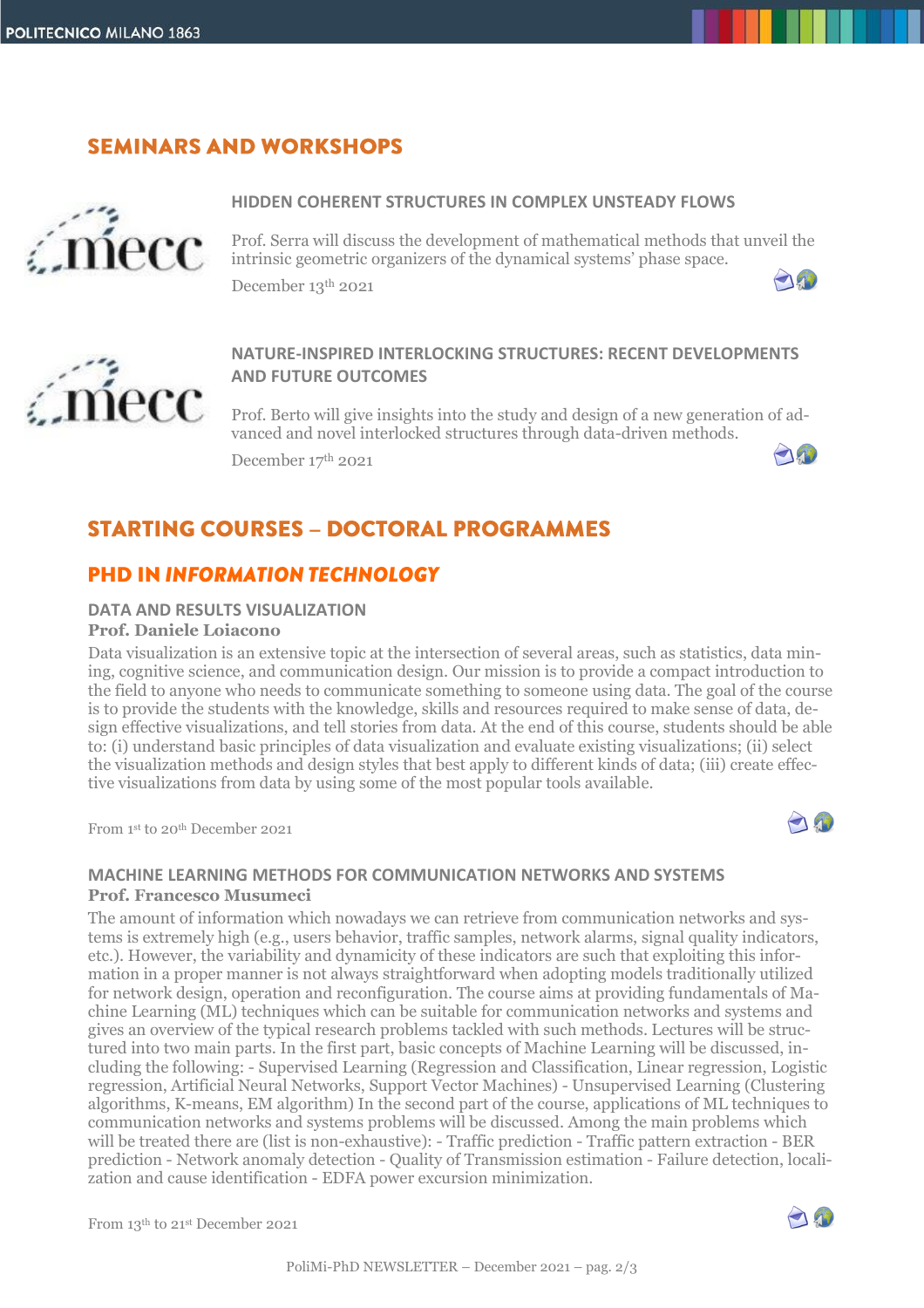## SEMINARS AND WORKSHOPS

### HIDDEN COHERENT STRUCTURES IN COMPLEX UNSTEADY FLOWS

Prof. Serra will discuss the development of mathematical methods that unveil the intrinsic geometric organizers of the dynamical systems' phase space.

December 13th 2021

### NATURE-INSPIRED INTERLOCKING STRUCTURES: RECENT DEVELOPMENTS AND FUTURE OUTCOMES

Prof. Berto will give insights into the study and design of a new generation of advanced and novel interlocked structures through data-driven methods.

December 17th 2021

## STARTING COURSES – DOCTORAL PROGRAMMES

### PHD IN *INFORMATION TECHNOLOGY*

#### DATA AND RESULTS VISUALIZATION

**Prof. Daniele Loiacono**

Data visualization is an extensive topic at the intersection of several areas, such as statistics, data mining, cognitive science, and communication design. Our mission is to provide a compact introduction to the field to anyone who needs to communicate something to someone using data. The goal of the course is to provide the students with the knowledge, skills and resources required to make sense of data, design effective visualizations, and tell stories from data. At the end of this course, students should be able to: (i) understand basic principles of data visualization and evaluate existing visualizations; (ii) select the visualization methods and design styles that best apply to different kinds of data; (iii) create effective visualizations from data by using some of the most popular tools available.

From 1st to 20th December 2021

#### MACHINE LEARNING METHODS FOR COMMUNICATION NETWORKS AND SYSTEMS

**Prof. Francesco Musumeci**

The amount of information which nowadays we can retrieve from communication networks and systems is extremely high (e.g., users behavior, traffic samples, network alarms, signal quality indicators, etc.). However, the variability and dynamicity of these indicators are such that exploiting this information in a proper manner is not always straightforward when adopting models traditionally utilized for network design, operation and reconfiguration. The course aims at providing fundamentals of Machine Learning (ML) techniques which can be suitable for communication networks and systems and gives an overview of the typical research problems tackled with such methods. Lectures will be structured into two main parts. In the first part, basic concepts of Machine Learning will be discussed, including the following: - Supervised Learning (Regression and Classification, Linear regression, Logistic regression, Artificial Neural Networks, Support Vector Machines) - Unsupervised Learning (Clustering algorithms, K-means, EM algorithm) In the second part of the course, applications of ML techniques to communication networks and systems problems will be discussed. Among the main problems which will be treated there are (list is non-exhaustive): - Traffic prediction - Traffic pattern extraction - BER prediction - Network anomaly detection - Quality of Transmission estimation - Failure detection, localization and cause identification - EDFA power excursion minimization.

From 13th to 21st December 2021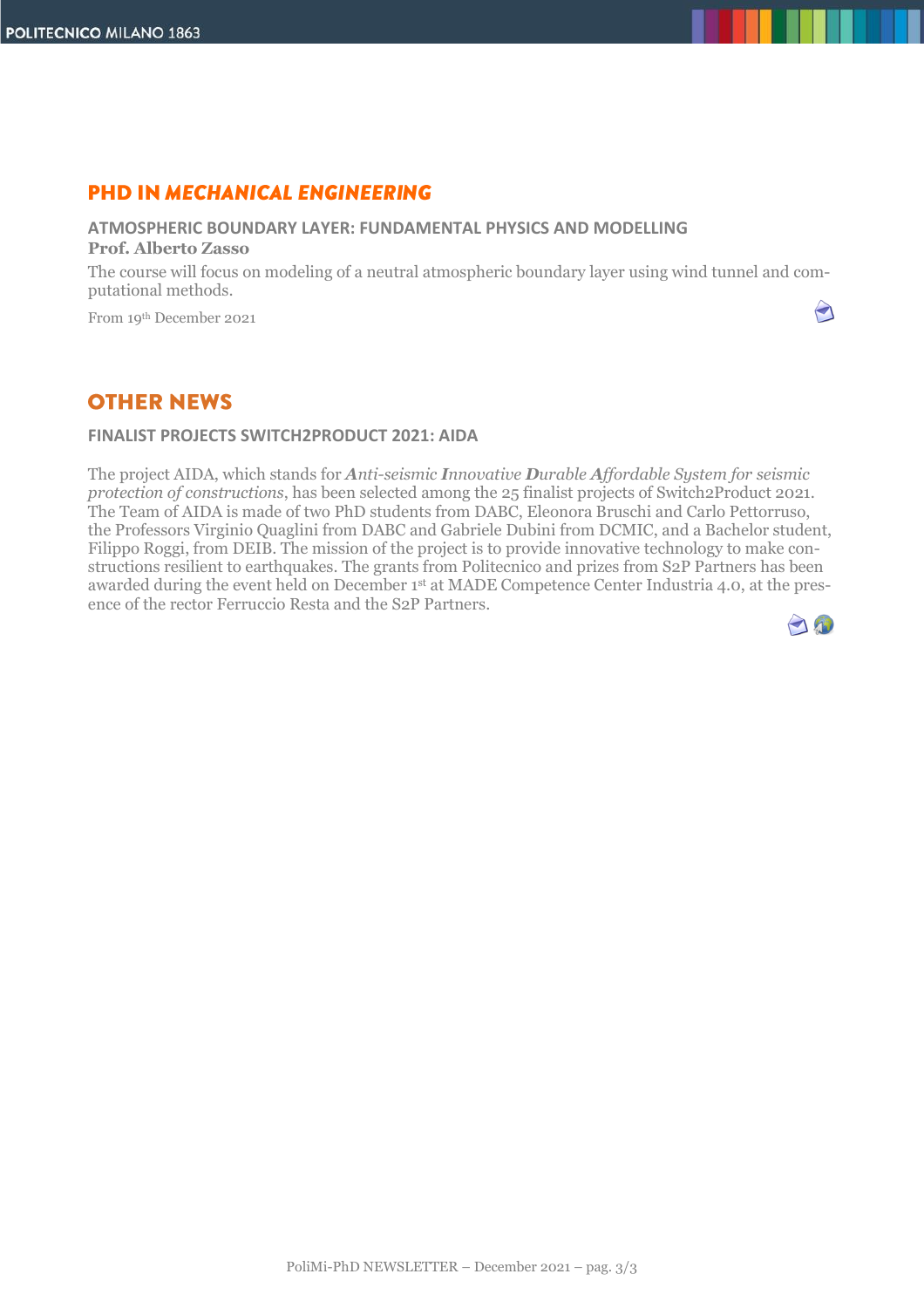## PHD IN *MECHANICAL ENGINEERING*

### ATMOSPHERIC BOUNDARY LAYER: FUNDAMENTAL PHYSICS AND MODELLING

**Prof. Alberto Zasso**

The course will focus on modeling of a neutral atmospheric boundary layer using wind tunnel and computational methods.

From 19th December 2021

## OTHER NEWS

### FINALIST PROJECTS SWITCH2PRODUCT 2021: AIDA

The project AIDA, which stands for ***A**nti-seismic **I**nnovative **D**urable **A**ffordable System for seismic protection of constructions*, has been selected among the 25 finalist projects of Switch2Product 2021. The Team of AIDA is made of two PhD students from DABC, Eleonora Bruschi and Carlo Pettorruso, the Professors Virginio Quaglini from DABC and Gabriele Dubini from DCMIC, and a Bachelor student, Filippo Roggi, from DEIB. The mission of the project is to provide innovative technology to make constructions resilient to earthquakes. The grants from Politecnico and prizes from S2P Partners has been awarded during the event held on December 1st at MADE Competence Center Industria 4.0, at the presence of the rector Ferruccio Resta and the S2P Partners.